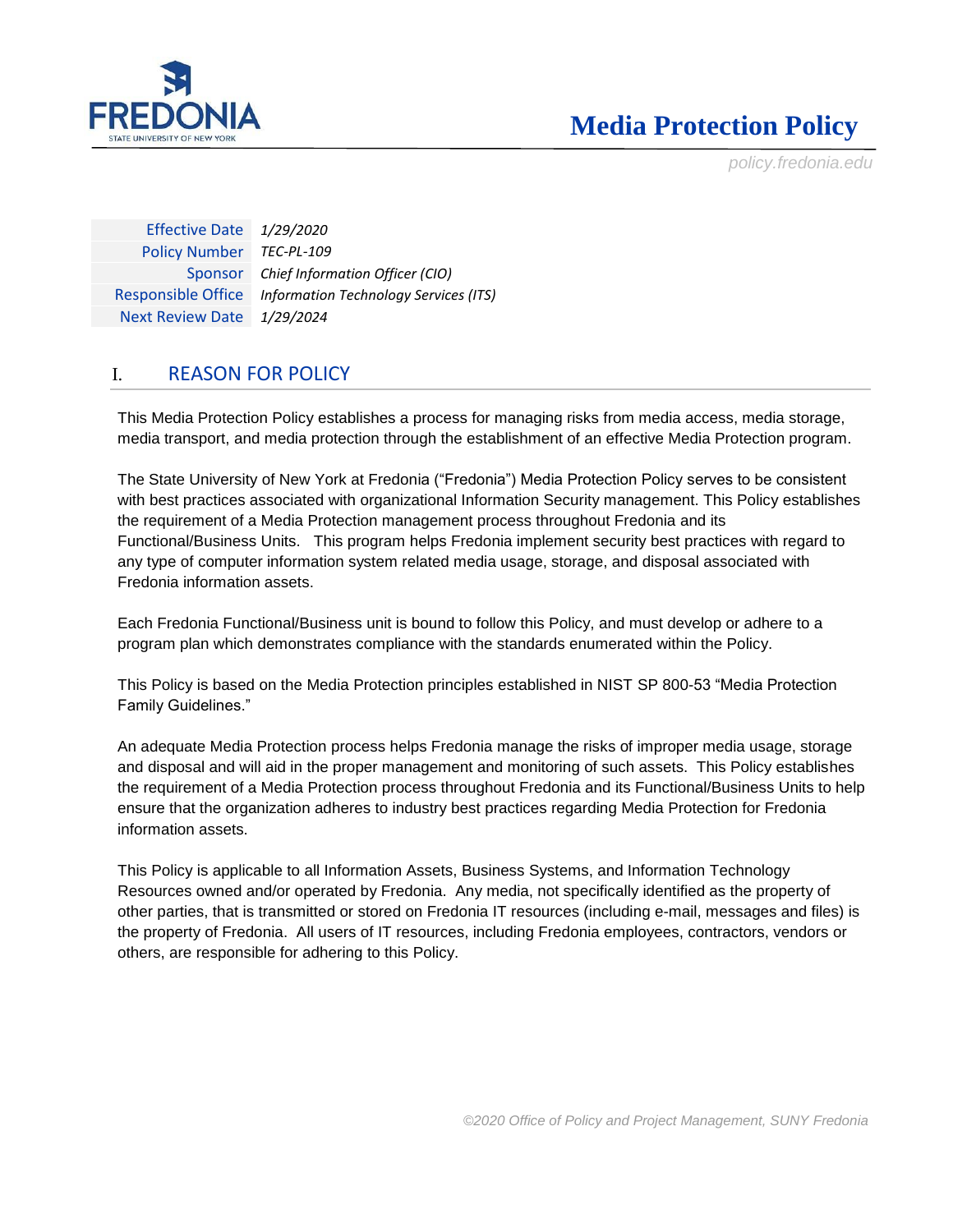# Media Protection Policy

policy.fredonia.edu

| | |
|---|---|
| Effective Date | *1/29/2020* |
| Policy Number | *TEC-PL-109* |
| Sponsor | *Chief Information Officer (CIO)* |
| Responsible Office | *Information Technology Services (ITS)* |
| Next Review Date | *1/29/2024* |

## I. REASON FOR POLICY

This Media Protection Policy establishes a process for managing risks from media access, media storage, media transport, and media protection through the establishment of an effective Media Protection program.

The State University of New York at Fredonia ("Fredonia") Media Protection Policy serves to be consistent with best practices associated with organizational Information Security management. This Policy establishes the requirement of a Media Protection management process throughout Fredonia and its Functional/Business Units. This program helps Fredonia implement security best practices with regard to any type of computer information system related media usage, storage, and disposal associated with Fredonia information assets.

Each Fredonia Functional/Business unit is bound to follow this Policy, and must develop or adhere to a program plan which demonstrates compliance with the standards enumerated within the Policy.

This Policy is based on the Media Protection principles established in NIST SP 800-53 "Media Protection Family Guidelines."

An adequate Media Protection process helps Fredonia manage the risks of improper media usage, storage and disposal and will aid in the proper management and monitoring of such assets. This Policy establishes the requirement of a Media Protection process throughout Fredonia and its Functional/Business Units to help ensure that the organization adheres to industry best practices regarding Media Protection for Fredonia information assets.

This Policy is applicable to all Information Assets, Business Systems, and Information Technology Resources owned and/or operated by Fredonia. Any media, not specifically identified as the property of other parties, that is transmitted or stored on Fredonia IT resources (including e-mail, messages and files) is the property of Fredonia. All users of IT resources, including Fredonia employees, contractors, vendors or others, are responsible for adhering to this Policy.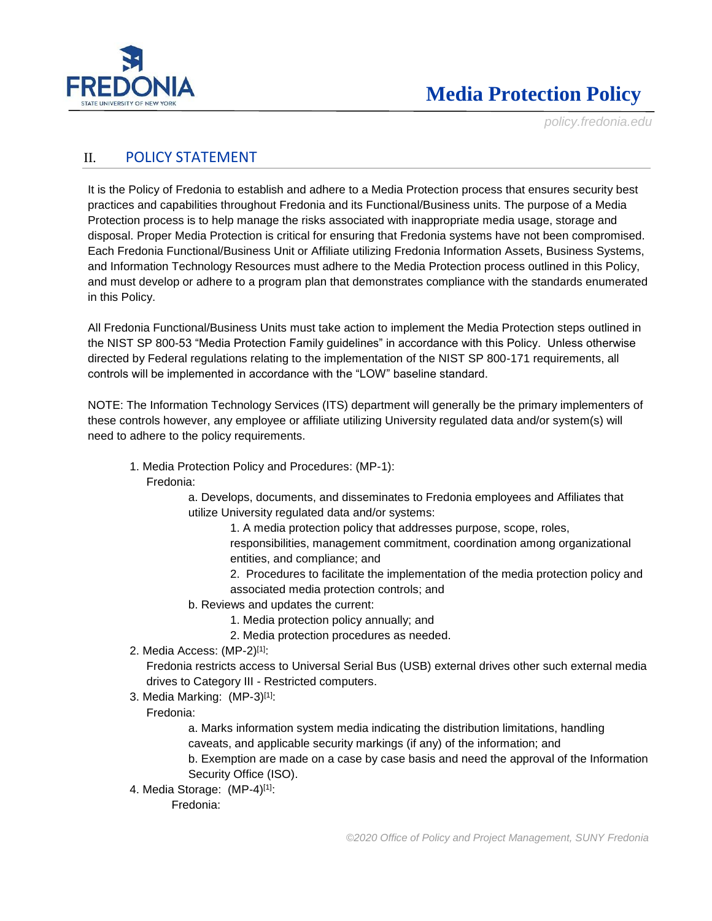## II. POLICY STATEMENT

It is the Policy of Fredonia to establish and adhere to a Media Protection process that ensures security best practices and capabilities throughout Fredonia and its Functional/Business units. The purpose of a Media Protection process is to help manage the risks associated with inappropriate media usage, storage and disposal. Proper Media Protection is critical for ensuring that Fredonia systems have not been compromised. Each Fredonia Functional/Business Unit or Affiliate utilizing Fredonia Information Assets, Business Systems, and Information Technology Resources must adhere to the Media Protection process outlined in this Policy, and must develop or adhere to a program plan that demonstrates compliance with the standards enumerated in this Policy.

All Fredonia Functional/Business Units must take action to implement the Media Protection steps outlined in the NIST SP 800-53 "Media Protection Family guidelines" in accordance with this Policy. Unless otherwise directed by Federal regulations relating to the implementation of the NIST SP 800-171 requirements, all controls will be implemented in accordance with the "LOW" baseline standard.

NOTE: The Information Technology Services (ITS) department will generally be the primary implementers of these controls however, any employee or affiliate utilizing University regulated data and/or system(s) will need to adhere to the policy requirements.

1. Media Protection Policy and Procedures: (MP-1):
   Fredonia:
   - a. Develops, documents, and disseminates to Fredonia employees and Affiliates that utilize University regulated data and/or systems:
     1. A media protection policy that addresses purpose, scope, roles, responsibilities, management commitment, coordination among organizational entities, and compliance; and
     2. Procedures to facilitate the implementation of the media protection policy and associated media protection controls; and
   - b. Reviews and updates the current:
     1. Media protection policy annually; and
     2. Media protection procedures as needed.
2. Media Access: (MP-2)[1]:
   Fredonia restricts access to Universal Serial Bus (USB) external drives other such external media drives to Category III - Restricted computers.
3. Media Marking: (MP-3)[1]:
   Fredonia:
   - a. Marks information system media indicating the distribution limitations, handling caveats, and applicable security markings (if any) of the information; and
   - b. Exemption are made on a case by case basis and need the approval of the Information Security Office (ISO).
4. Media Storage: (MP-4)[1]:
   Fredonia: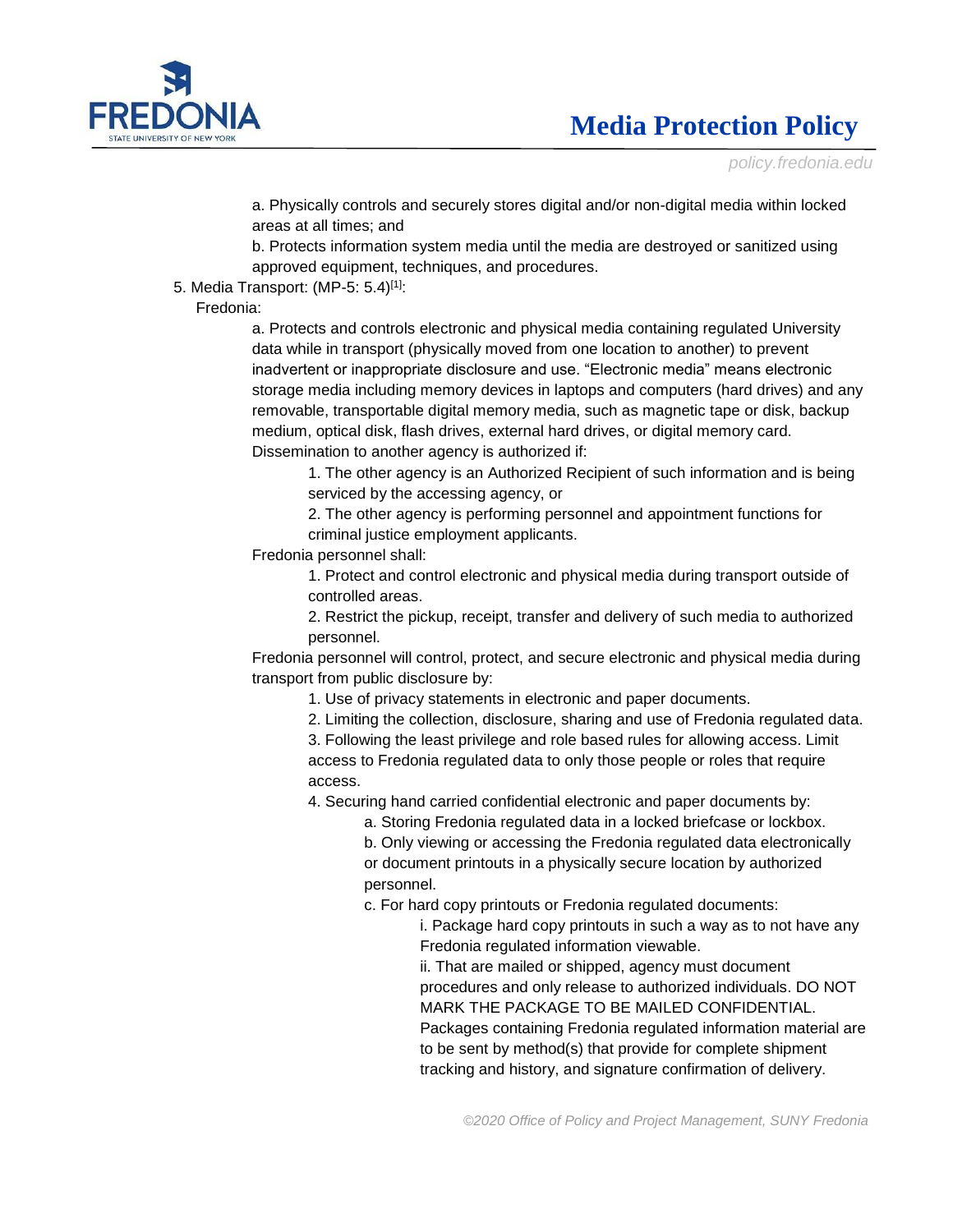a. Physically controls and securely stores digital and/or non-digital media within locked areas at all times; and

b. Protects information system media until the media are destroyed or sanitized using approved equipment, techniques, and procedures.

5. Media Transport: (MP-5: 5.4)[1]:

Fredonia:

a. Protects and controls electronic and physical media containing regulated University data while in transport (physically moved from one location to another) to prevent inadvertent or inappropriate disclosure and use. “Electronic media” means electronic storage media including memory devices in laptops and computers (hard drives) and any removable, transportable digital memory media, such as magnetic tape or disk, backup medium, optical disk, flash drives, external hard drives, or digital memory card. Dissemination to another agency is authorized if:

1. The other agency is an Authorized Recipient of such information and is being serviced by the accessing agency, or
2. The other agency is performing personnel and appointment functions for criminal justice employment applicants.

Fredonia personnel shall:

1. Protect and control electronic and physical media during transport outside of controlled areas.
2. Restrict the pickup, receipt, transfer and delivery of such media to authorized personnel.

Fredonia personnel will control, protect, and secure electronic and physical media during transport from public disclosure by:

1. Use of privacy statements in electronic and paper documents.
2. Limiting the collection, disclosure, sharing and use of Fredonia regulated data.
3. Following the least privilege and role based rules for allowing access. Limit access to Fredonia regulated data to only those people or roles that require access.
4. Securing hand carried confidential electronic and paper documents by:
    a. Storing Fredonia regulated data in a locked briefcase or lockbox.
    b. Only viewing or accessing the Fredonia regulated data electronically or document printouts in a physically secure location by authorized personnel.
    c. For hard copy printouts or Fredonia regulated documents:
        i. Package hard copy printouts in such a way as to not have any Fredonia regulated information viewable.
        ii. That are mailed or shipped, agency must document procedures and only release to authorized individuals. DO NOT MARK THE PACKAGE TO BE MAILED CONFIDENTIAL. Packages containing Fredonia regulated information material are to be sent by method(s) that provide for complete shipment tracking and history, and signature confirmation of delivery.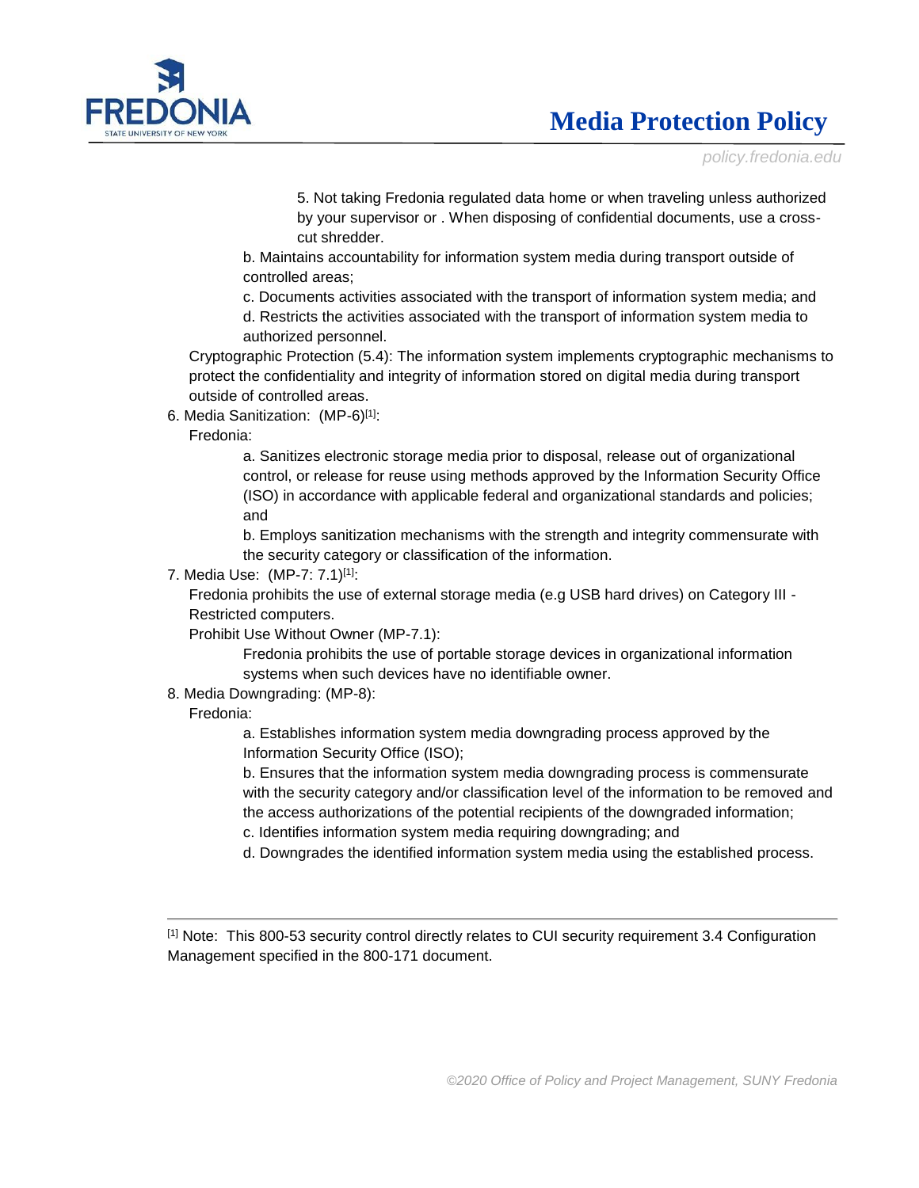5. Not taking Fredonia regulated data home or when traveling unless authorized by your supervisor or . When disposing of confidential documents, use a cross-cut shredder.

b. Maintains accountability for information system media during transport outside of controlled areas;

c. Documents activities associated with the transport of information system media; and

d. Restricts the activities associated with the transport of information system media to authorized personnel.

Cryptographic Protection (5.4): The information system implements cryptographic mechanisms to protect the confidentiality and integrity of information stored on digital media during transport outside of controlled areas.

6. Media Sanitization: (MP-6)[1]:

Fredonia:

a. Sanitizes electronic storage media prior to disposal, release out of organizational control, or release for reuse using methods approved by the Information Security Office (ISO) in accordance with applicable federal and organizational standards and policies; and

b. Employs sanitization mechanisms with the strength and integrity commensurate with the security category or classification of the information.

7. Media Use: (MP-7: 7.1)[1]:

Fredonia prohibits the use of external storage media (e.g USB hard drives) on Category III - Restricted computers.

Prohibit Use Without Owner (MP-7.1):

Fredonia prohibits the use of portable storage devices in organizational information systems when such devices have no identifiable owner.

8. Media Downgrading: (MP-8):

Fredonia:

a. Establishes information system media downgrading process approved by the Information Security Office (ISO);

b. Ensures that the information system media downgrading process is commensurate with the security category and/or classification level of the information to be removed and the access authorizations of the potential recipients of the downgraded information;

c. Identifies information system media requiring downgrading; and

d. Downgrades the identified information system media using the established process.

---

[1] Note: This 800-53 security control directly relates to CUI security requirement 3.4 Configuration Management specified in the 800-171 document.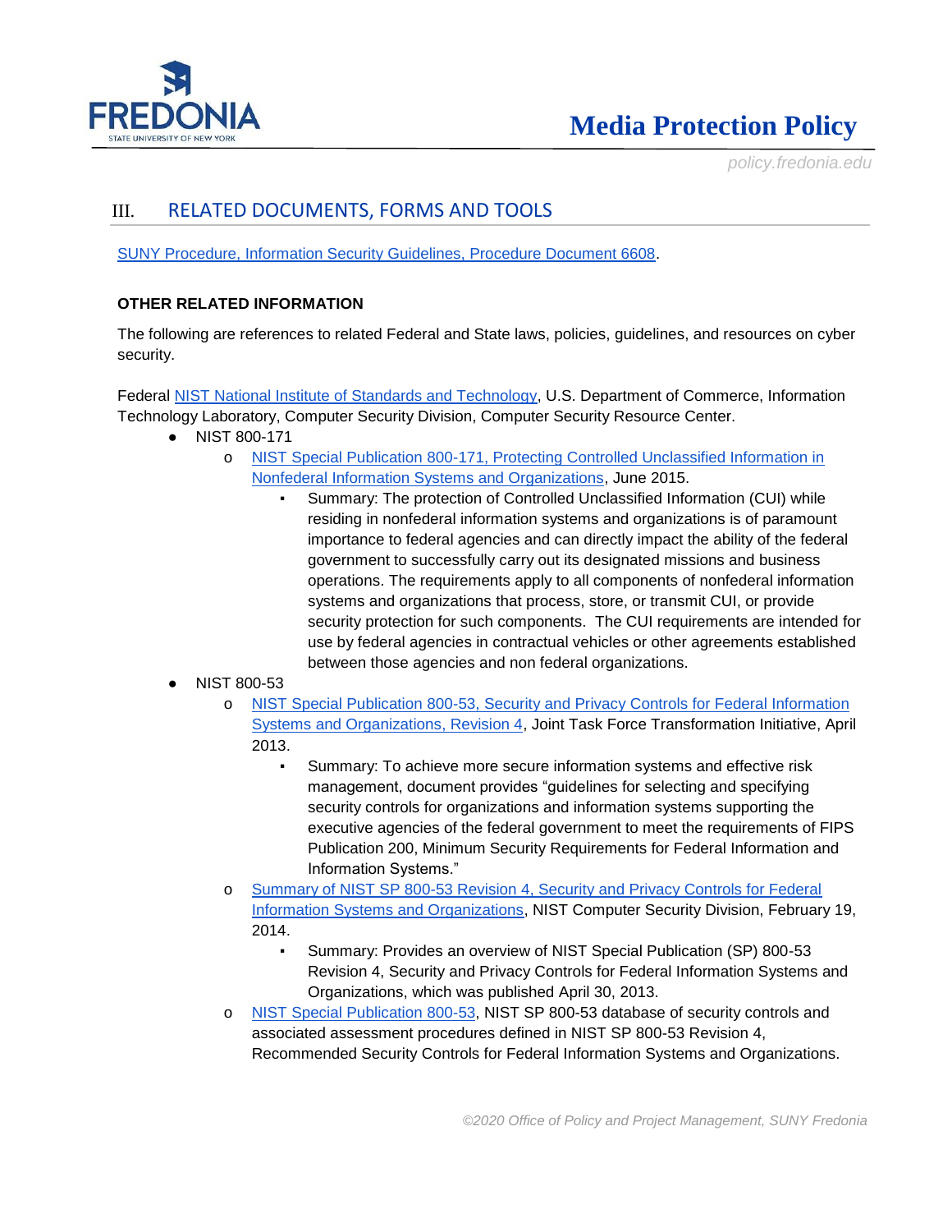## III. RELATED DOCUMENTS, FORMS AND TOOLS

SUNY Procedure, Information Security Guidelines, Procedure Document 6608.

**OTHER RELATED INFORMATION**

The following are references to related Federal and State laws, policies, guidelines, and resources on cyber security.

Federal NIST National Institute of Standards and Technology, U.S. Department of Commerce, Information Technology Laboratory, Computer Security Division, Computer Security Resource Center.

- NIST 800-171
  - NIST Special Publication 800-171, Protecting Controlled Unclassified Information in Nonfederal Information Systems and Organizations, June 2015.
    - Summary: The protection of Controlled Unclassified Information (CUI) while residing in nonfederal information systems and organizations is of paramount importance to federal agencies and can directly impact the ability of the federal government to successfully carry out its designated missions and business operations. The requirements apply to all components of nonfederal information systems and organizations that process, store, or transmit CUI, or provide security protection for such components. The CUI requirements are intended for use by federal agencies in contractual vehicles or other agreements established between those agencies and non federal organizations.
- NIST 800-53
  - NIST Special Publication 800-53, Security and Privacy Controls for Federal Information Systems and Organizations, Revision 4, Joint Task Force Transformation Initiative, April 2013.
    - Summary: To achieve more secure information systems and effective risk management, document provides "guidelines for selecting and specifying security controls for organizations and information systems supporting the executive agencies of the federal government to meet the requirements of FIPS Publication 200, Minimum Security Requirements for Federal Information and Information Systems."
  - Summary of NIST SP 800-53 Revision 4, Security and Privacy Controls for Federal Information Systems and Organizations, NIST Computer Security Division, February 19, 2014.
    - Summary: Provides an overview of NIST Special Publication (SP) 800-53 Revision 4, Security and Privacy Controls for Federal Information Systems and Organizations, which was published April 30, 2013.
  - NIST Special Publication 800-53, NIST SP 800-53 database of security controls and associated assessment procedures defined in NIST SP 800-53 Revision 4, Recommended Security Controls for Federal Information Systems and Organizations.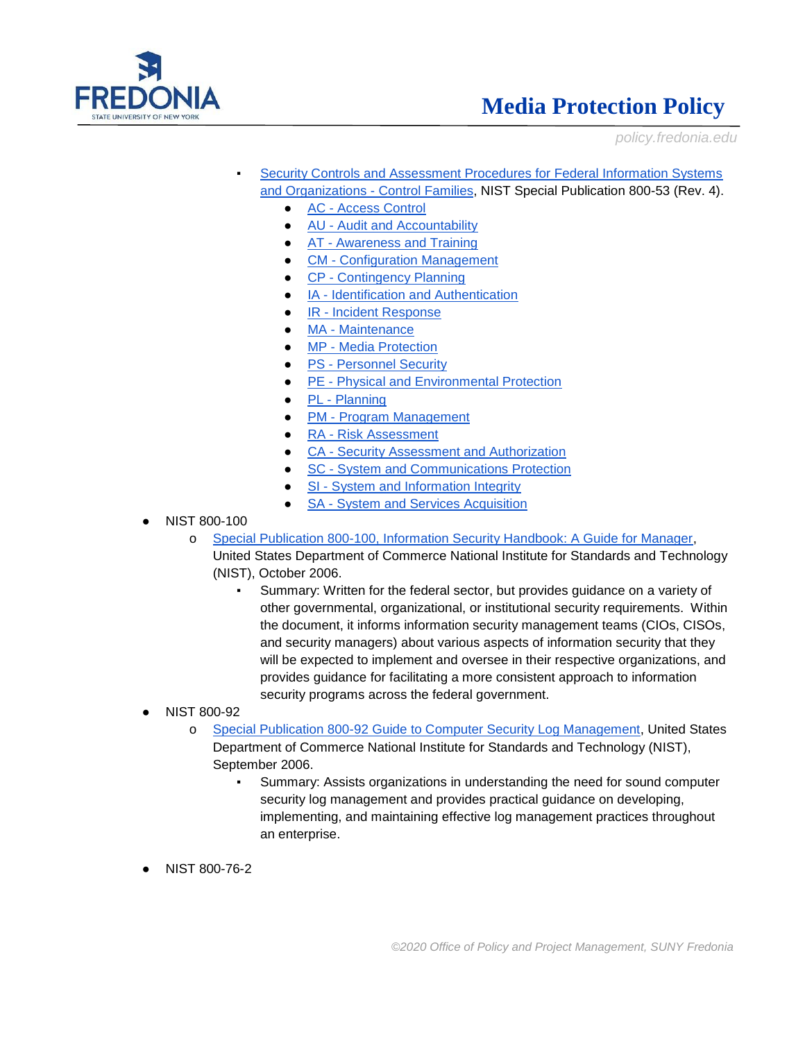- [Security Controls and Assessment Procedures for Federal Information Systems and Organizations - Control Families](), NIST Special Publication 800-53 (Rev. 4).
  - AC - Access Control
  - AU - Audit and Accountability
  - AT - Awareness and Training
  - CM - Configuration Management
  - CP - Contingency Planning
  - IA - Identification and Authentication
  - IR - Incident Response
  - MA - Maintenance
  - MP - Media Protection
  - PS - Personnel Security
  - PE - Physical and Environmental Protection
  - PL - Planning
  - PM - Program Management
  - RA - Risk Assessment
  - CA - Security Assessment and Authorization
  - SC - System and Communications Protection
  - SI - System and Information Integrity
  - SA - System and Services Acquisition

- NIST 800-100
  - Special Publication 800-100, Information Security Handbook: A Guide for Manager, United States Department of Commerce National Institute for Standards and Technology (NIST), October 2006.
    - Summary: Written for the federal sector, but provides guidance on a variety of other governmental, organizational, or institutional security requirements. Within the document, it informs information security management teams (CIOs, CISOs, and security managers) about various aspects of information security that they will be expected to implement and oversee in their respective organizations, and provides guidance for facilitating a more consistent approach to information security programs across the federal government.
- NIST 800-92
  - Special Publication 800-92 Guide to Computer Security Log Management, United States Department of Commerce National Institute for Standards and Technology (NIST), September 2006.
    - Summary: Assists organizations in understanding the need for sound computer security log management and provides practical guidance on developing, implementing, and maintaining effective log management practices throughout an enterprise.

- NIST 800-76-2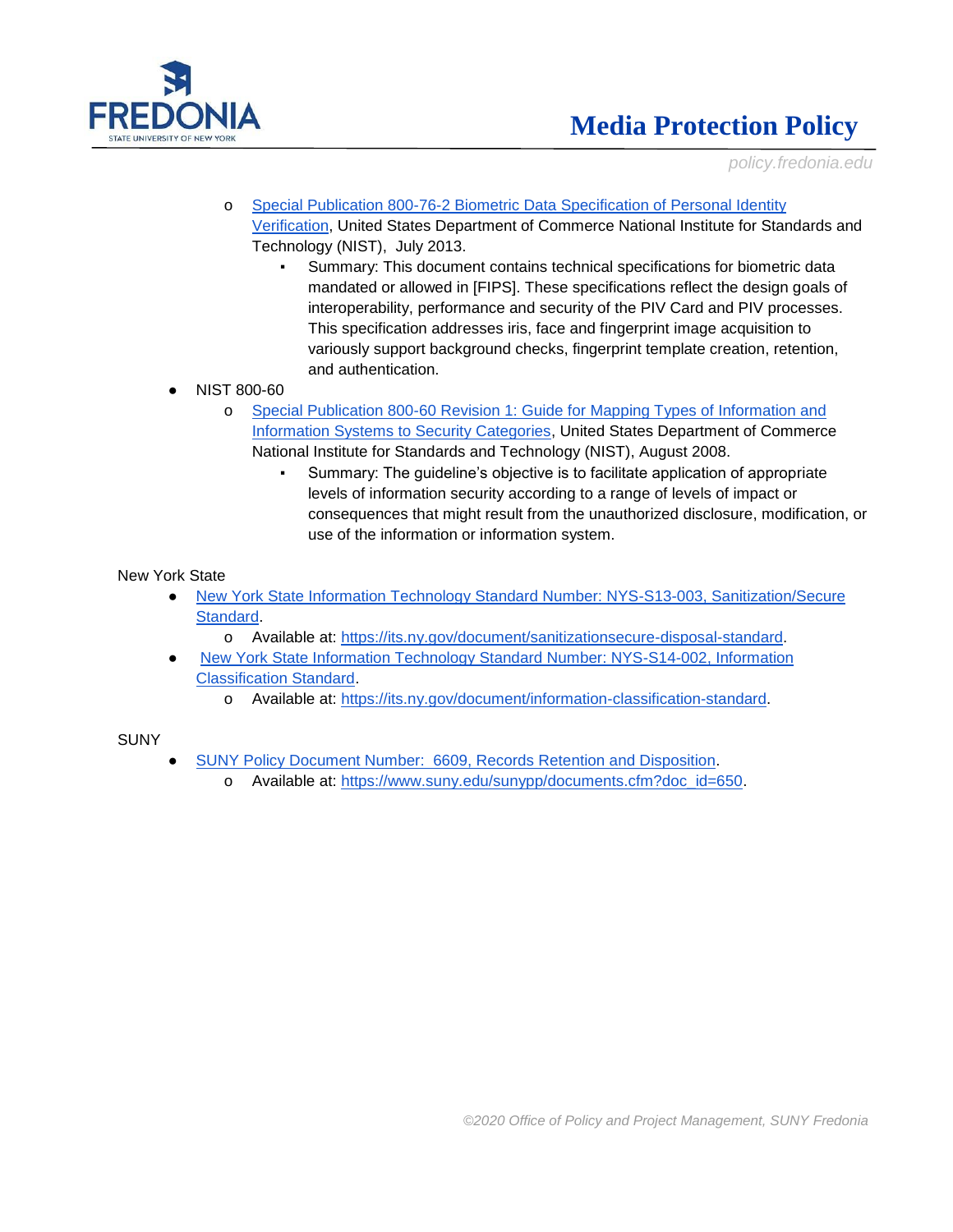- [Special Publication 800-76-2 Biometric Data Specification of Personal Identity Verification](#), United States Department of Commerce National Institute for Standards and Technology (NIST), July 2013.
    - Summary: This document contains technical specifications for biometric data mandated or allowed in [FIPS]. These specifications reflect the design goals of interoperability, performance and security of the PIV Card and PIV processes. This specification addresses iris, face and fingerprint image acquisition to variously support background checks, fingerprint template creation, retention, and authentication.
- NIST 800-60
  - [Special Publication 800-60 Revision 1: Guide for Mapping Types of Information and Information Systems to Security Categories](#), United States Department of Commerce National Institute for Standards and Technology (NIST), August 2008.
    - Summary: The guideline's objective is to facilitate application of appropriate levels of information security according to a range of levels of impact or consequences that might result from the unauthorized disclosure, modification, or use of the information or information system.

New York State

- [New York State Information Technology Standard Number: NYS-S13-003, Sanitization/Secure Standard](#).
  - Available at: https://its.ny.gov/document/sanitizationsecure-disposal-standard.
- [New York State Information Technology Standard Number: NYS-S14-002, Information Classification Standard](#).
  - Available at: https://its.ny.gov/document/information-classification-standard.

SUNY

- [SUNY Policy Document Number: 6609, Records Retention and Disposition](#).
  - Available at: https://www.suny.edu/sunypp/documents.cfm?doc_id=650.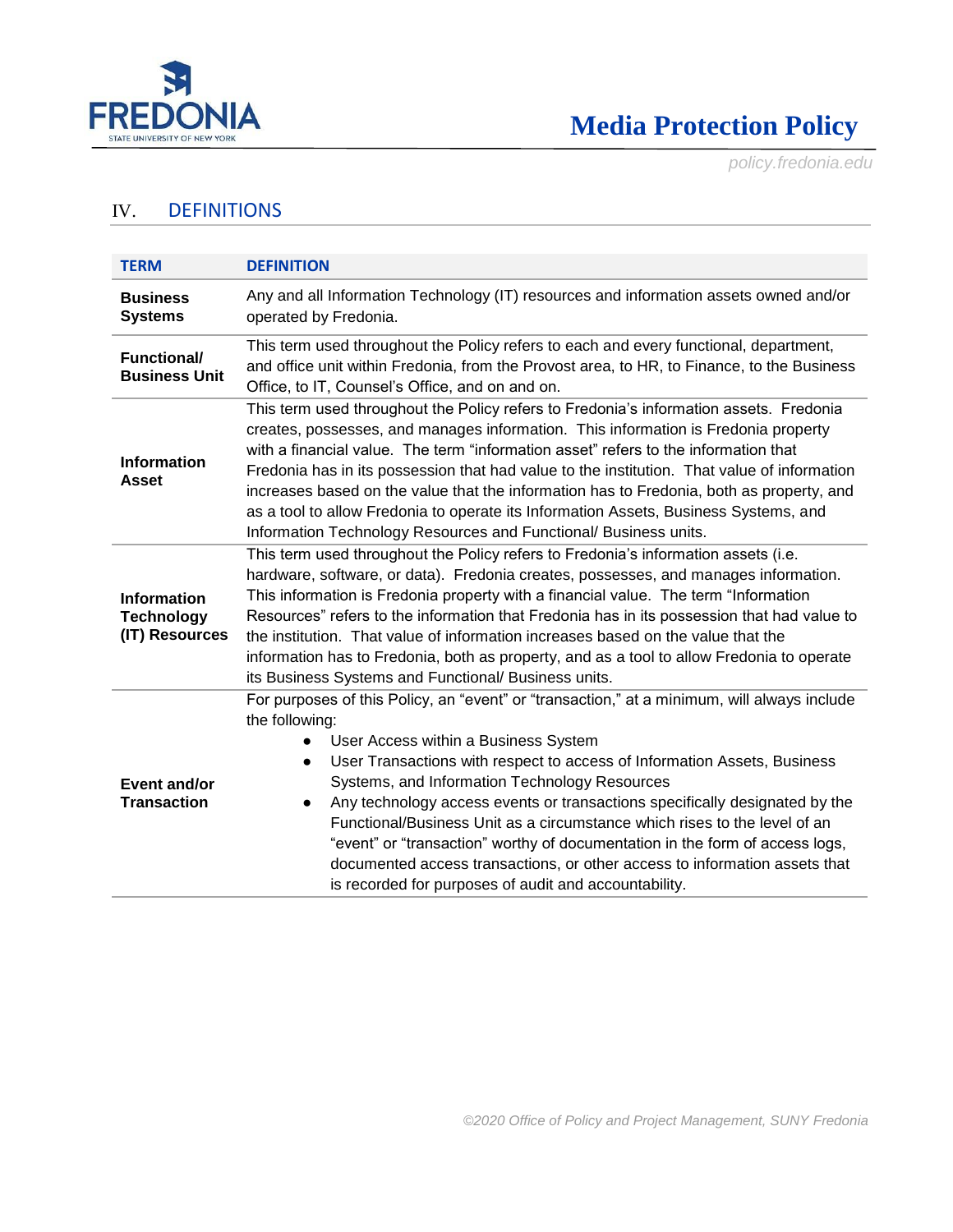## IV. DEFINITIONS

| TERM | DEFINITION |
| --- | --- |
| **Business Systems** | Any and all Information Technology (IT) resources and information assets owned and/or operated by Fredonia. |
| **Functional/ Business Unit** | This term used throughout the Policy refers to each and every functional, department, and office unit within Fredonia, from the Provost area, to HR, to Finance, to the Business Office, to IT, Counsel's Office, and on and on. |
| **Information Asset** | This term used throughout the Policy refers to Fredonia's information assets. Fredonia creates, possesses, and manages information. This information is Fredonia property with a financial value. The term "information asset" refers to the information that Fredonia has in its possession that had value to the institution. That value of information increases based on the value that the information has to Fredonia, both as property, and as a tool to allow Fredonia to operate its Information Assets, Business Systems, and Information Technology Resources and Functional/ Business units. |
| **Information Technology (IT) Resources** | This term used throughout the Policy refers to Fredonia's information assets (i.e. hardware, software, or data). Fredonia creates, possesses, and manages information. This information is Fredonia property with a financial value. The term "Information Resources" refers to the information that Fredonia has in its possession that had value to the institution. That value of information increases based on the value that the information has to Fredonia, both as property, and as a tool to allow Fredonia to operate its Business Systems and Functional/ Business units. |
| **Event and/or Transaction** | For purposes of this Policy, an "event" or "transaction," at a minimum, will always include the following:<br>● User Access within a Business System<br>● User Transactions with respect to access of Information Assets, Business Systems, and Information Technology Resources<br>● Any technology access events or transactions specifically designated by the Functional/Business Unit as a circumstance which rises to the level of an "event" or "transaction" worthy of documentation in the form of access logs, documented access transactions, or other access to information assets that is recorded for purposes of audit and accountability. |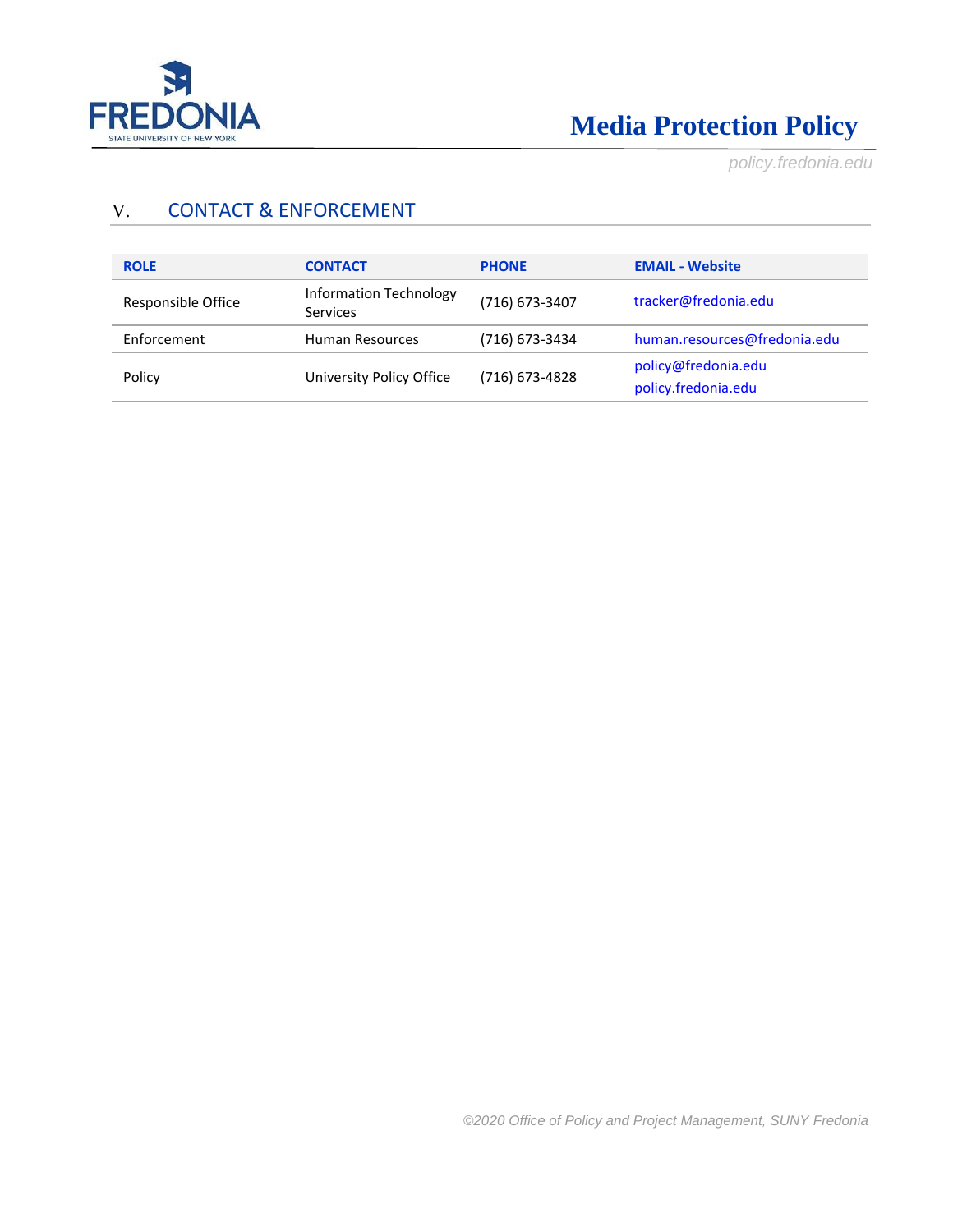## V. CONTACT & ENFORCEMENT

| ROLE | CONTACT | PHONE | EMAIL - Website |
|---|---|---|---|
| Responsible Office | Information Technology Services | (716) 673-3407 | tracker@fredonia.edu |
| Enforcement | Human Resources | (716) 673-3434 | human.resources@fredonia.edu |
| Policy | University Policy Office | (716) 673-4828 | policy@fredonia.edu<br>policy.fredonia.edu |